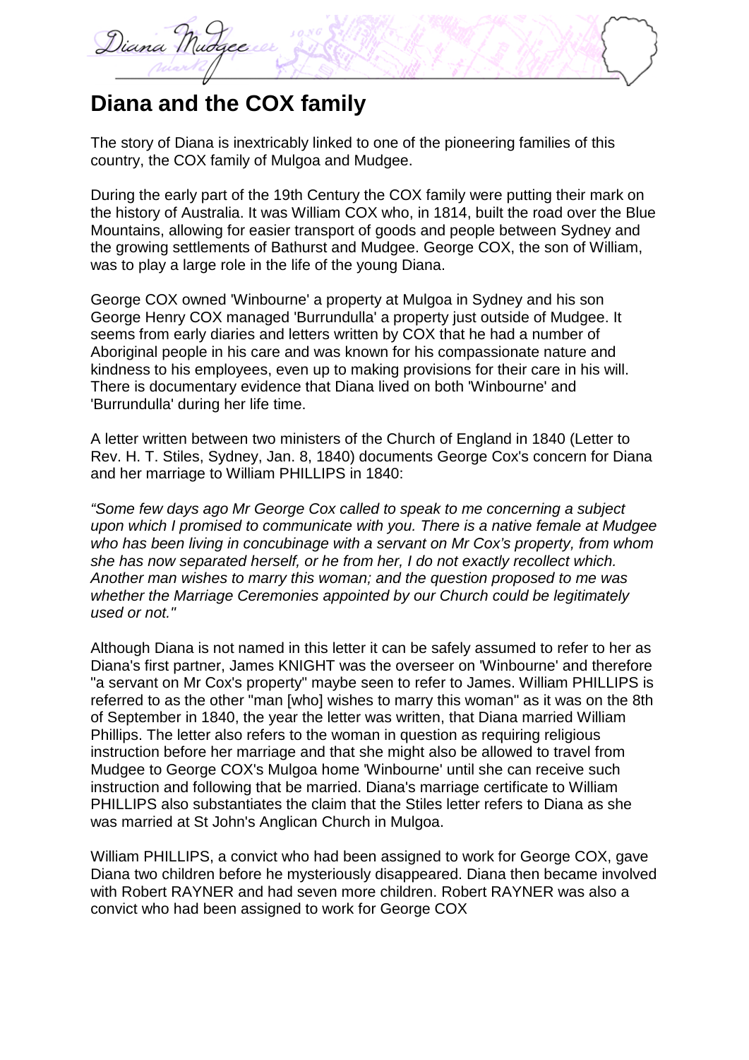# Diana and the COX family

The story of Diana is inextricably linked to one of the pioneering families of this country, the COX family of Mulgoa and Mudgee.

During the early part of the 19th Century the COX family were putting their mark on the history of Australia. It was William COX who, in 1814, built the road over the Blue Mountains, allowing for easier transport of goods and people between Sydney and the growing settlements of Bathurst and Mudgee. George COX, the son of William, was to play a large role in the life of the young Diana.

George COX owned 'Winbourne' a property at Mulgoa in Sydney and his son George Henry COX managed 'Burrundulla' a property just outside of Mudgee. It seems from early diaries and letters written by COX that he had a number of Aboriginal people in his care and was known for his compassionate nature and kindness to his employees, even up to making provisions for their care in his will. There is documentary evidence that Diana lived on both 'Winbourne' and 'Burrundulla' during her life time.

A letter written between two ministers of the Church of England in 1840 (Letter to Rev. H. T. Stiles, Sydney, Jan. 8, 1840) documents George Cox's concern for Diana and her marriage to William PHILLIPS in 1840:

*"Some few days ago Mr George Cox called to speak to me concerning a subject upon which I promised to communicate with you. There is a native female at Mudgee who has been living in concubinage with a servant on Mr Cox's property, from whom she has now separated herself, or he from her, I do not exactly recollect which. Another man wishes to marry this woman; and the question proposed to me was whether the Marriage Ceremonies appointed by our Church could be legitimately used or not."*

Although Diana is not named in this letter it can be safely assumed to refer to her as Diana's first partner, James KNIGHT was the overseer on 'Winbourne' and therefore "a servant on Mr Cox's property" maybe seen to refer to James. William PHILLIPS is referred to as the other "man [who] wishes to marry this woman" as it was on the 8th of September in 1840, the year the letter was written, that Diana married William Phillips. The letter also refers to the woman in question as requiring religious instruction before her marriage and that she might also be allowed to travel from Mudgee to George COX's Mulgoa home 'Winbourne' until she can receive such instruction and following that be married. Diana's marriage certificate to William PHILLIPS also substantiates the claim that the Stiles letter refers to Diana as she was married at St John's Anglican Church in Mulgoa.

William PHILLIPS, a convict who had been assigned to work for George COX, gave Diana two children before he mysteriously disappeared. Diana then became involved with Robert RAYNER and had seven more children. Robert RAYNER was also a convict who had been assigned to work for George COX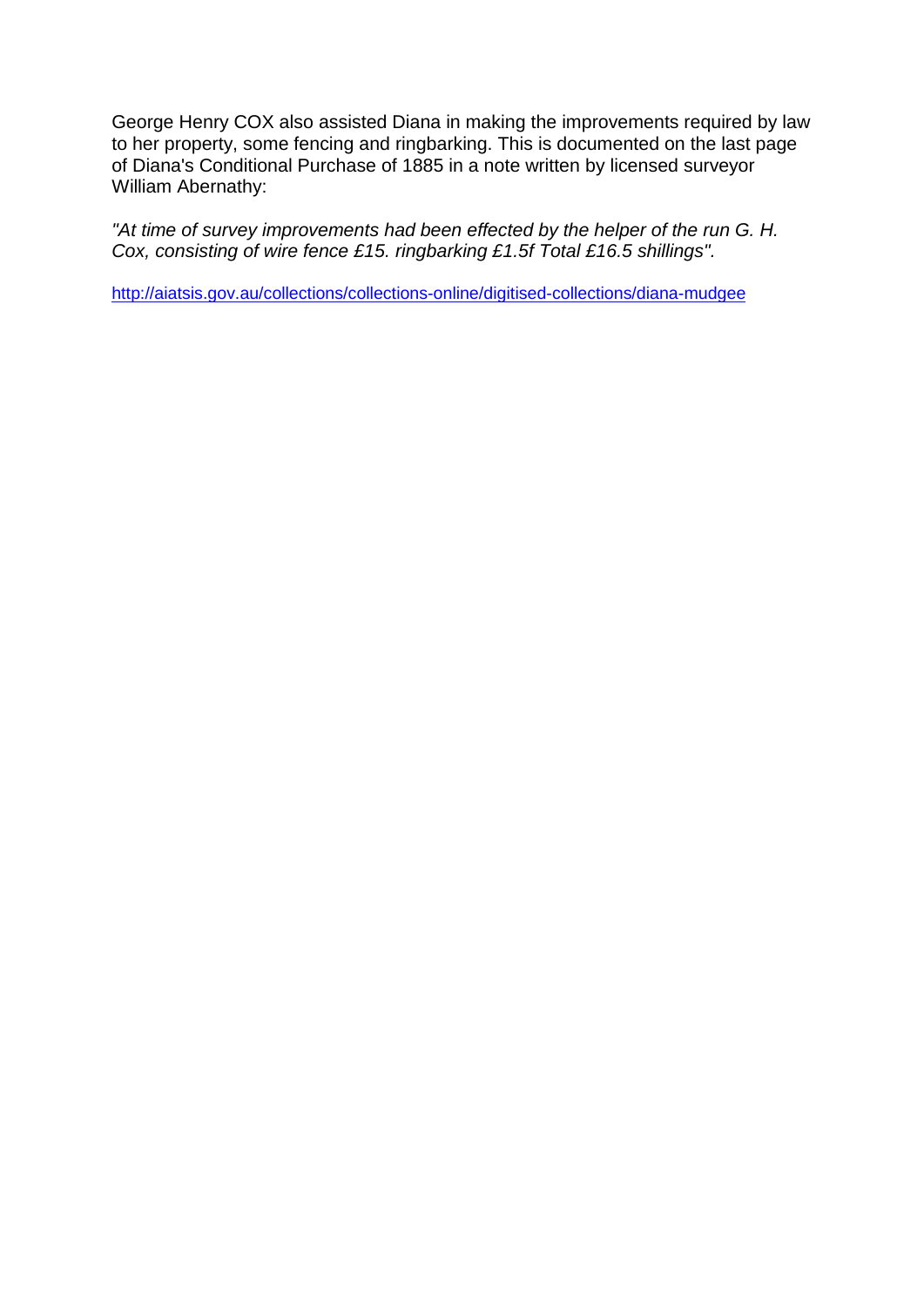George Henry COX also assisted Diana in making the improvements required by law to her property, some fencing and ringbarking. This is documented on the last page of Diana's Conditional Purchase of 1885 in a note written by licensed surveyor William Abernathy:

*"At time of survey improvements had been effected by the helper of the run G. H. Cox, consisting of wire fence £15. ringbarking £1.5f Total £16.5 shillings".*

[http://aiatsis.gov.au/collections/collections-online/digitised-collections/diana-mudgee](http://aiatsis.gov.au/collections/collections-online/digitised-collections/diana-mudgee)